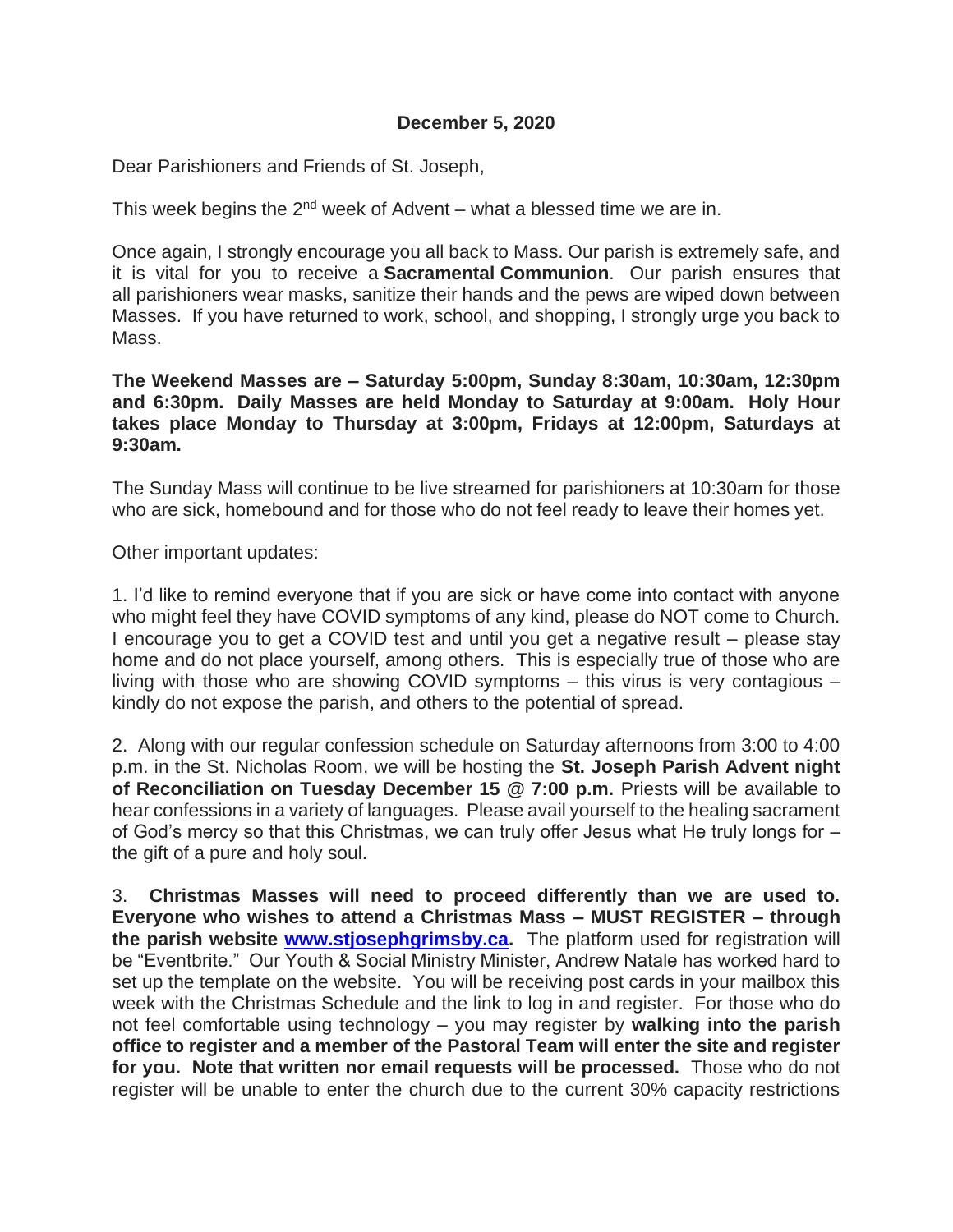**December 5, 2020**

Dear Parishioners and Friends of St. Joseph,

This week begins the 2nd week of Advent – what a blessed time we are in.

Once again, I strongly encourage you all back to Mass. Our parish is extremely safe, and it is vital for you to receive a **Sacramental Communion**. Our parish ensures that all parishioners wear masks, sanitize their hands and the pews are wiped down between Masses. If you have returned to work, school, and shopping, I strongly urge you back to Mass.

**The Weekend Masses are – Saturday 5:00pm, Sunday 8:30am, 10:30am, 12:30pm and 6:30pm. Daily Masses are held Monday to Saturday at 9:00am. Holy Hour takes place Monday to Thursday at 3:00pm, Fridays at 12:00pm, Saturdays at 9:30am.**

The Sunday Mass will continue to be live streamed for parishioners at 10:30am for those who are sick, homebound and for those who do not feel ready to leave their homes yet.

Other important updates:

1. I'd like to remind everyone that if you are sick or have come into contact with anyone who might feel they have COVID symptoms of any kind, please do NOT come to Church. I encourage you to get a COVID test and until you get a negative result – please stay home and do not place yourself, among others. This is especially true of those who are living with those who are showing COVID symptoms – this virus is very contagious – kindly do not expose the parish, and others to the potential of spread.

2. Along with our regular confession schedule on Saturday afternoons from 3:00 to 4:00 p.m. in the St. Nicholas Room, we will be hosting the **St. Joseph Parish Advent night of Reconciliation on Tuesday December 15 @ 7:00 p.m.** Priests will be available to hear confessions in a variety of languages. Please avail yourself to the healing sacrament of God's mercy so that this Christmas, we can truly offer Jesus what He truly longs for – the gift of a pure and holy soul.

3. **Christmas Masses will need to proceed differently than we are used to. Everyone who wishes to attend a Christmas Mass – MUST REGISTER – through the parish website [www.stjosephgrimsby.ca](http://www.stjosephgrimsby.ca).** The platform used for registration will be "Eventbrite." Our Youth & Social Ministry Minister, Andrew Natale has worked hard to set up the template on the website. You will be receiving post cards in your mailbox this week with the Christmas Schedule and the link to log in and register. For those who do not feel comfortable using technology – you may register by **walking into the parish office to register and a member of the Pastoral Team will enter the site and register for you. Note that written nor email requests will be processed.** Those who do not register will be unable to enter the church due to the current 30% capacity restrictions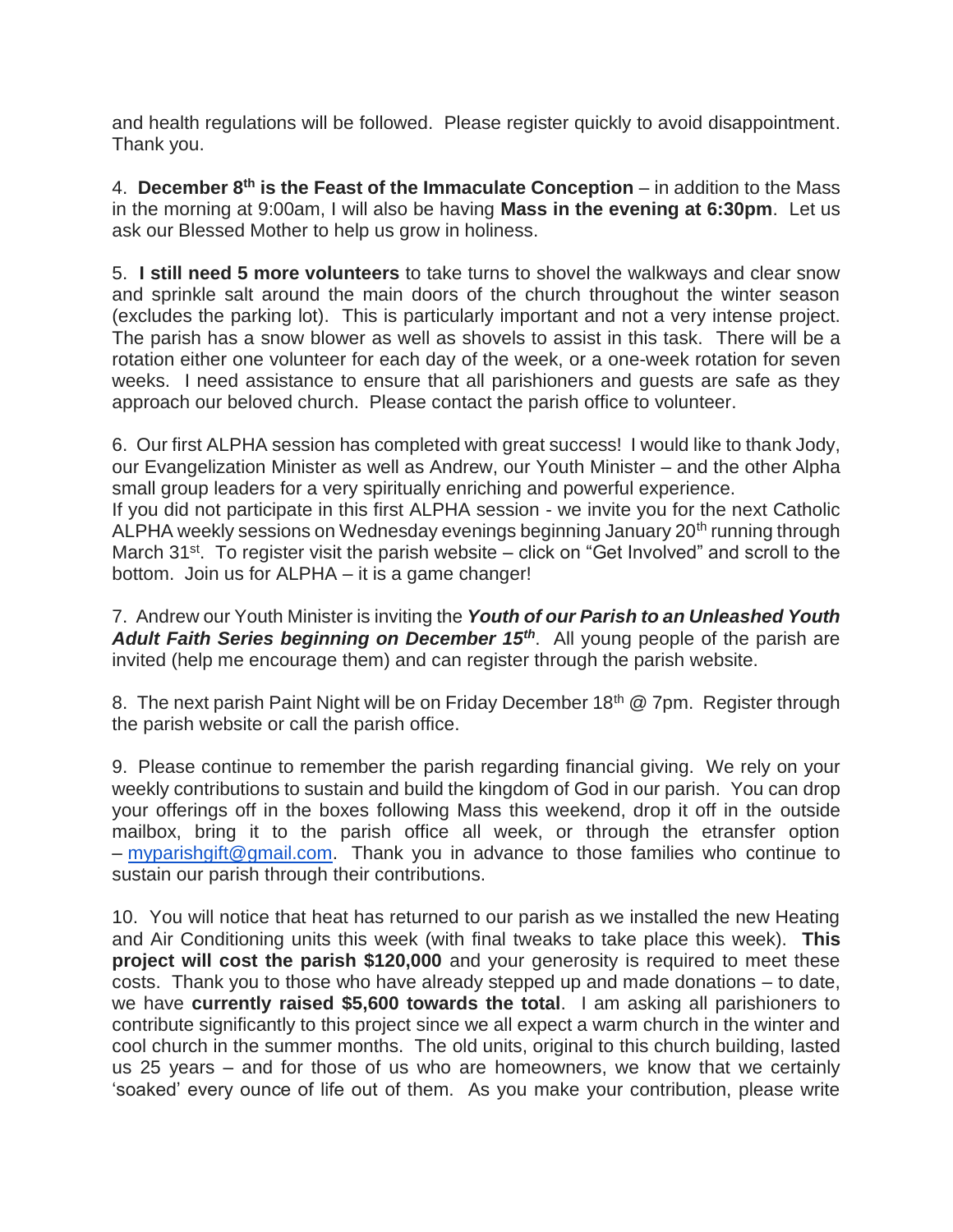and health regulations will be followed. Please register quickly to avoid disappointment. Thank you.

4. **December 8th is the Feast of the Immaculate Conception** – in addition to the Mass in the morning at 9:00am, I will also be having **Mass in the evening at 6:30pm**. Let us ask our Blessed Mother to help us grow in holiness.

5. **I still need 5 more volunteers** to take turns to shovel the walkways and clear snow and sprinkle salt around the main doors of the church throughout the winter season (excludes the parking lot). This is particularly important and not a very intense project. The parish has a snow blower as well as shovels to assist in this task. There will be a rotation either one volunteer for each day of the week, or a one-week rotation for seven weeks. I need assistance to ensure that all parishioners and guests are safe as they approach our beloved church. Please contact the parish office to volunteer.

6. Our first ALPHA session has completed with great success! I would like to thank Jody, our Evangelization Minister as well as Andrew, our Youth Minister – and the other Alpha small group leaders for a very spiritually enriching and powerful experience.
If you did not participate in this first ALPHA session - we invite you for the next Catholic ALPHA weekly sessions on Wednesday evenings beginning January 20th running through March 31st. To register visit the parish website – click on "Get Involved" and scroll to the bottom. Join us for ALPHA – it is a game changer!

7. Andrew our Youth Minister is inviting the ***Youth of our Parish to an Unleashed Youth Adult Faith Series beginning on December 15th***. All young people of the parish are invited (help me encourage them) and can register through the parish website.

8. The next parish Paint Night will be on Friday December 18th @ 7pm. Register through the parish website or call the parish office.

9. Please continue to remember the parish regarding financial giving. We rely on your weekly contributions to sustain and build the kingdom of God in our parish. You can drop your offerings off in the boxes following Mass this weekend, drop it off in the outside mailbox, bring it to the parish office all week, or through the etransfer option – myparishgift@gmail.com. Thank you in advance to those families who continue to sustain our parish through their contributions.

10. You will notice that heat has returned to our parish as we installed the new Heating and Air Conditioning units this week (with final tweaks to take place this week). **This project will cost the parish $120,000** and your generosity is required to meet these costs. Thank you to those who have already stepped up and made donations – to date, we have **currently raised $5,600 towards the total**. I am asking all parishioners to contribute significantly to this project since we all expect a warm church in the winter and cool church in the summer months. The old units, original to this church building, lasted us 25 years – and for those of us who are homeowners, we know that we certainly 'soaked' every ounce of life out of them. As you make your contribution, please write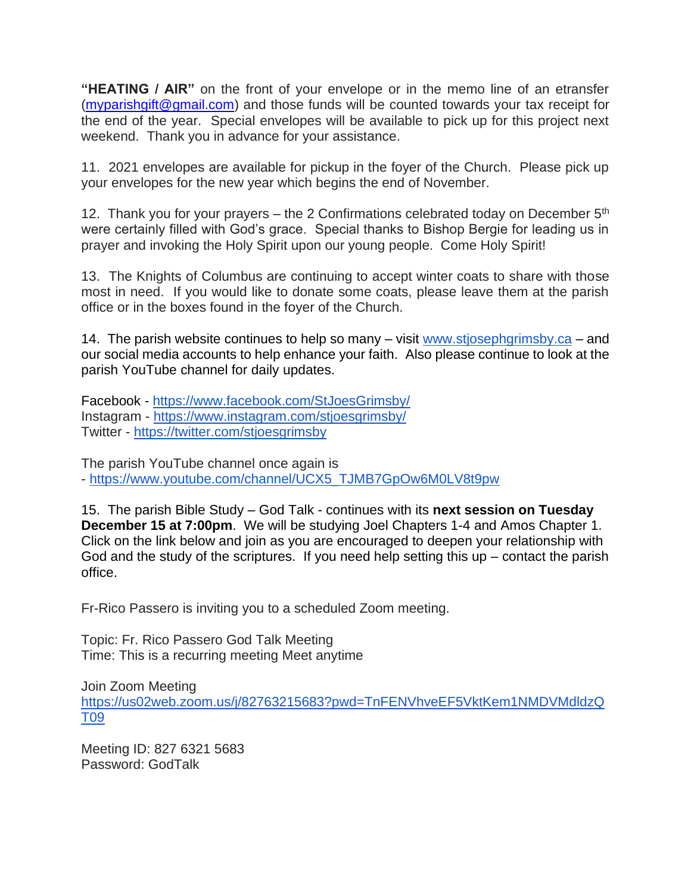**"HEATING / AIR"** on the front of your envelope or in the memo line of an etransfer (myparishgift@gmail.com) and those funds will be counted towards your tax receipt for the end of the year. Special envelopes will be available to pick up for this project next weekend. Thank you in advance for your assistance.

11. 2021 envelopes are available for pickup in the foyer of the Church. Please pick up your envelopes for the new year which begins the end of November.

12. Thank you for your prayers – the 2 Confirmations celebrated today on December 5th were certainly filled with God's grace. Special thanks to Bishop Bergie for leading us in prayer and invoking the Holy Spirit upon our young people. Come Holy Spirit!

13. The Knights of Columbus are continuing to accept winter coats to share with those most in need. If you would like to donate some coats, please leave them at the parish office or in the boxes found in the foyer of the Church.

14. The parish website continues to help so many – visit www.stjosephgrimsby.ca – and our social media accounts to help enhance your faith. Also please continue to look at the parish YouTube channel for daily updates.

Facebook - https://www.facebook.com/StJoesGrimsby/
Instagram - https://www.instagram.com/stjoesgrimsby/
Twitter - https://twitter.com/stjoesgrimsby

The parish YouTube channel once again is
- https://www.youtube.com/channel/UCX5_TJMB7GpOw6M0LV8t9pw

15. The parish Bible Study – God Talk - continues with its **next session on Tuesday December 15 at 7:00pm**. We will be studying Joel Chapters 1-4 and Amos Chapter 1. Click on the link below and join as you are encouraged to deepen your relationship with God and the study of the scriptures. If you need help setting this up – contact the parish office.

Fr-Rico Passero is inviting you to a scheduled Zoom meeting.

Topic: Fr. Rico Passero God Talk Meeting
Time: This is a recurring meeting Meet anytime

Join Zoom Meeting
https://us02web.zoom.us/j/82763215683?pwd=TnFENVhveEF5VktKem1NMDVMdldzQT09

Meeting ID: 827 6321 5683
Password: GodTalk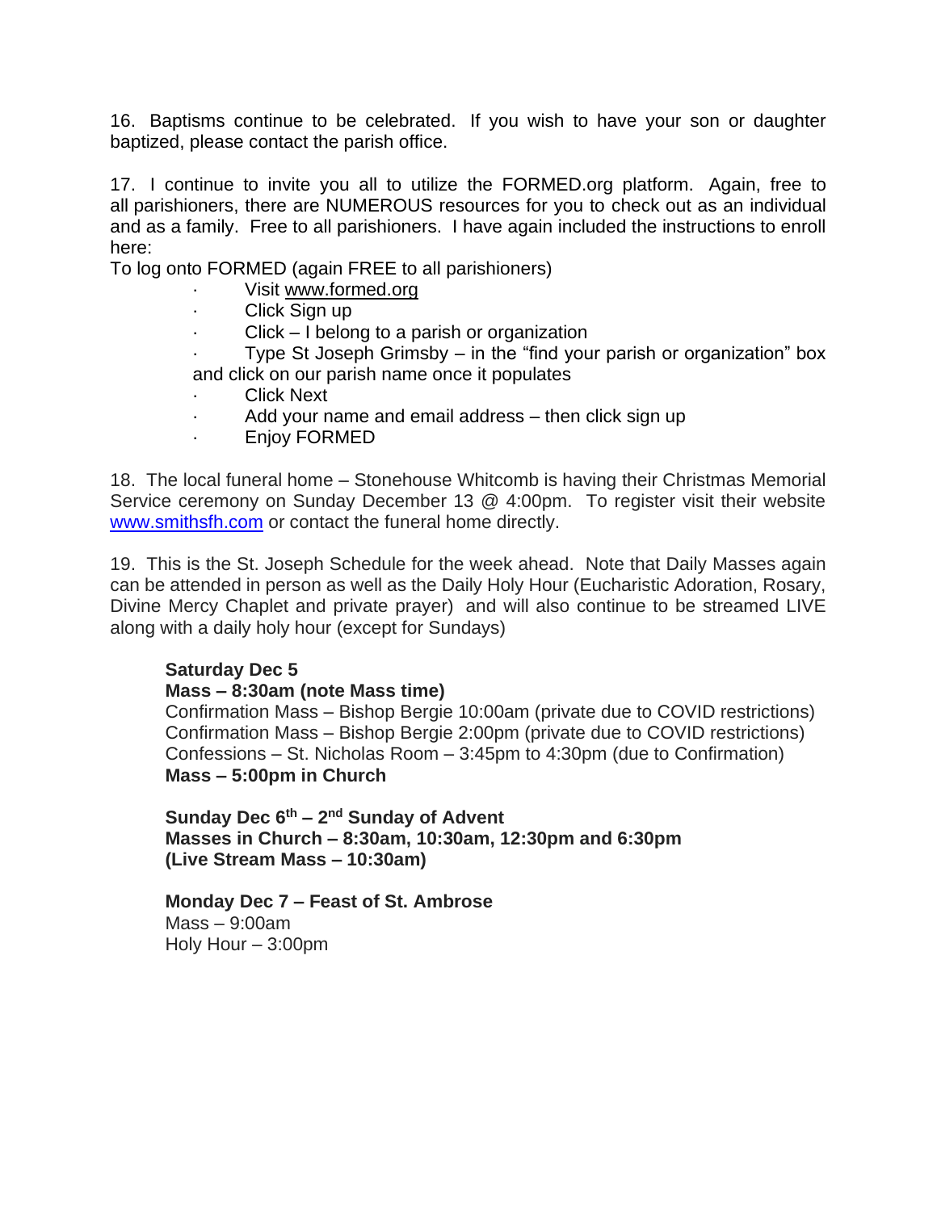16. Baptisms continue to be celebrated. If you wish to have your son or daughter baptized, please contact the parish office.

17. I continue to invite you all to utilize the FORMED.org platform. Again, free to all parishioners, there are NUMEROUS resources for you to check out as an individual and as a family. Free to all parishioners. I have again included the instructions to enroll here:

To log onto FORMED (again FREE to all parishioners)

- Visit www.formed.org
- Click Sign up
- Click – I belong to a parish or organization
- Type St Joseph Grimsby – in the "find your parish or organization" box and click on our parish name once it populates
- Click Next
- Add your name and email address – then click sign up
- Enjoy FORMED

18. The local funeral home – Stonehouse Whitcomb is having their Christmas Memorial Service ceremony on Sunday December 13 @ 4:00pm. To register visit their website www.smithsfh.com or contact the funeral home directly.

19. This is the St. Joseph Schedule for the week ahead. Note that Daily Masses again can be attended in person as well as the Daily Holy Hour (Eucharistic Adoration, Rosary, Divine Mercy Chaplet and private prayer) and will also continue to be streamed LIVE along with a daily holy hour (except for Sundays)

**Saturday Dec 5**
**Mass – 8:30am (note Mass time)**
Confirmation Mass – Bishop Bergie 10:00am (private due to COVID restrictions)
Confirmation Mass – Bishop Bergie 2:00pm (private due to COVID restrictions)
Confessions – St. Nicholas Room – 3:45pm to 4:30pm (due to Confirmation)
**Mass – 5:00pm in Church**

**Sunday Dec 6th – 2nd Sunday of Advent**
**Masses in Church – 8:30am, 10:30am, 12:30pm and 6:30pm**
**(Live Stream Mass – 10:30am)**

**Monday Dec 7 – Feast of St. Ambrose**
Mass – 9:00am
Holy Hour – 3:00pm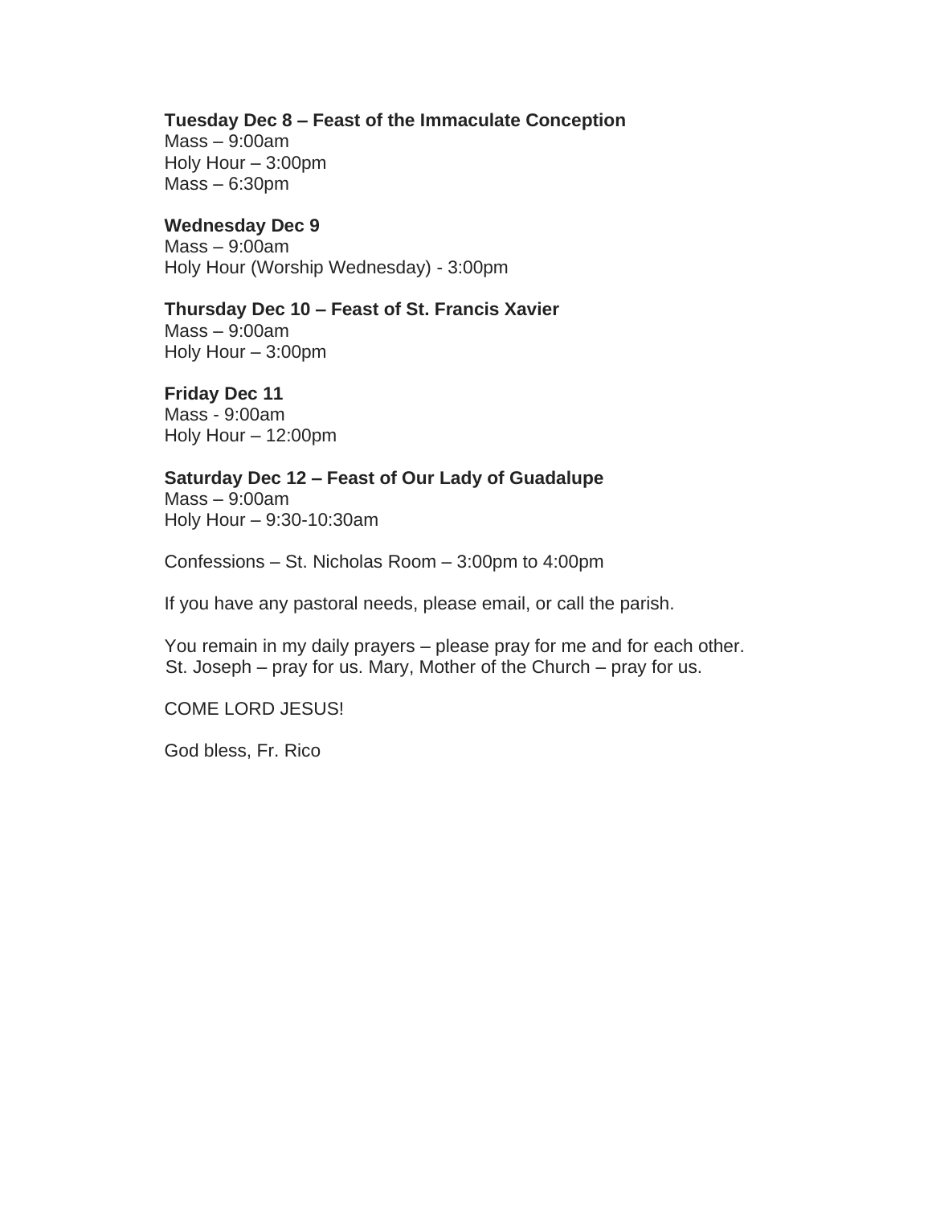**Tuesday Dec 8 – Feast of the Immaculate Conception**
Mass – 9:00am
Holy Hour – 3:00pm
Mass – 6:30pm

**Wednesday Dec 9**
Mass – 9:00am
Holy Hour (Worship Wednesday) - 3:00pm

**Thursday Dec 10 – Feast of St. Francis Xavier**
Mass – 9:00am
Holy Hour – 3:00pm

**Friday Dec 11**
Mass - 9:00am
Holy Hour – 12:00pm

**Saturday Dec 12 – Feast of Our Lady of Guadalupe**
Mass – 9:00am
Holy Hour – 9:30-10:30am

Confessions – St. Nicholas Room – 3:00pm to 4:00pm

If you have any pastoral needs, please email, or call the parish.

You remain in my daily prayers – please pray for me and for each other.
St. Joseph – pray for us. Mary, Mother of the Church – pray for us.

COME LORD JESUS!

God bless, Fr. Rico